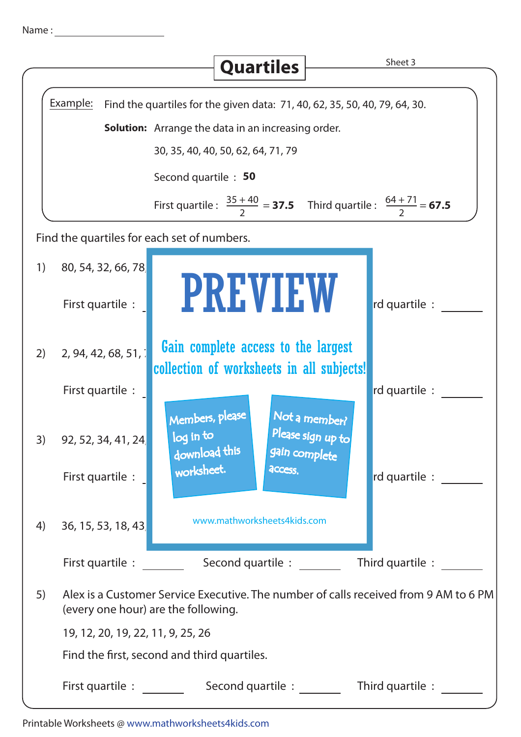Name : ____________________

# Quartiles

Sheet 3

**Example:** Find the quartiles for the given data: 71, 40, 62, 35, 50, 40, 79, 64, 30.

**Solution:** Arrange the data in an increasing order.

30, 35, 40, 40, 50, 62, 64, 71, 79

Second quartile : **50**

First quartile : $\frac{35 + 40}{2}$ = **37.5** Third quartile : $\frac{64 + 71}{2}$ = **67.5**

Find the quartiles for each set of numbers.

1) 80, 54, 32, 66, 78,

First quartile : ______ ... rd quartile : ______

2) 2, 94, 42, 68, 51,

First quartile : ______ ... rd quartile : ______

3) 92, 52, 34, 41, 24,

First quartile : ______ ... rd quartile : ______

4) 36, 15, 53, 18, 43,

First quartile : ______ Second quartile : ______ Third quartile : ______

5) Alex is a Customer Service Executive. The number of calls received from 9 AM to 6 PM (every one hour) are the following.

19, 12, 20, 19, 22, 11, 9, 25, 26

Find the first, second and third quartiles.

First quartile : ______ Second quartile : ______ Third quartile : ______

PREVIEW

Gain complete access to the largest collection of worksheets in all subjects!

Members, please log in to download this worksheet.

Not a member? Please sign up to gain complete access.

www.mathworksheets4kids.com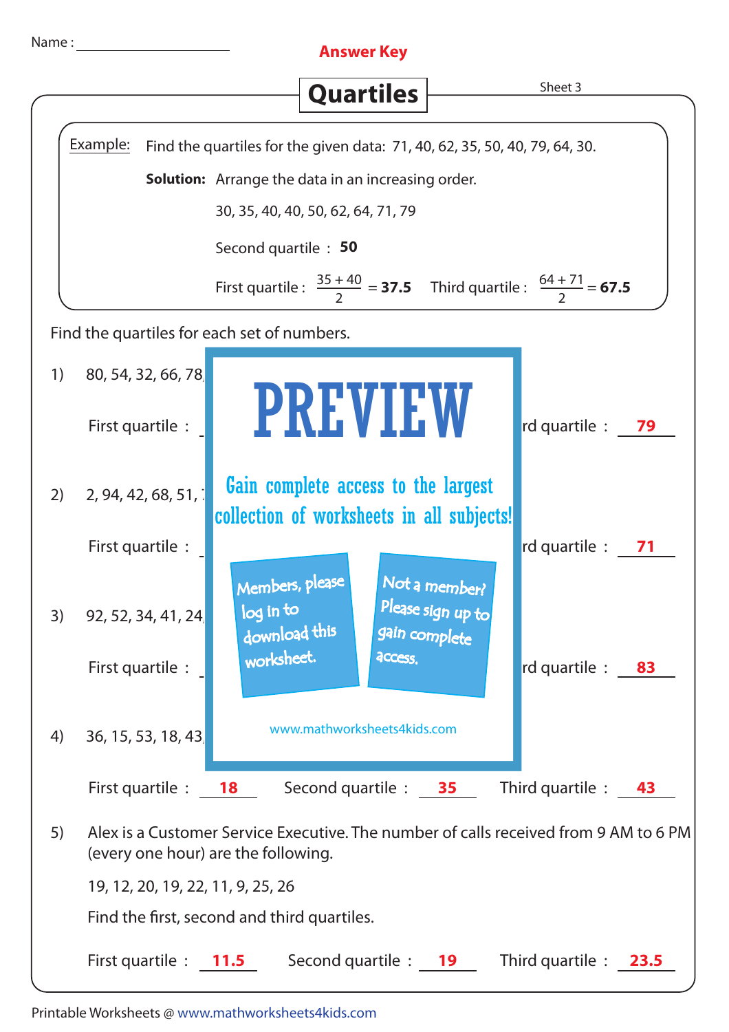Name : ____________________

**Answer Key**

# Quartiles

Sheet 3

Example: Find the quartiles for the given data: 71, 40, 62, 35, 50, 40, 79, 64, 30.

**Solution:** Arrange the data in an increasing order.

30, 35, 40, 40, 50, 62, 64, 71, 79

Second quartile : **50**

First quartile : $\frac{35 + 40}{2}$ = **37.5** Third quartile : $\frac{64 + 71}{2}$ = **67.5**

Find the quartiles for each set of numbers.

1) 80, 54, 32, 66, 78,

First quartile : ____ Third quartile : **79**

2) 2, 94, 42, 68, 51,

First quartile : ____ Third quartile : **71**

3) 92, 52, 34, 41, 24,

First quartile : ____ Third quartile : **83**

4) 36, 15, 53, 18, 43,

First quartile : **18** Second quartile : **35** Third quartile : **43**

5) Alex is a Customer Service Executive. The number of calls received from 9 AM to 6 PM (every one hour) are the following.

19, 12, 20, 19, 22, 11, 9, 25, 26

Find the first, second and third quartiles.

First quartile : **11.5** Second quartile : **19** Third quartile : **23.5**

PREVIEW

Gain complete access to the largest collection of worksheets in all subjects!

Members, please log in to download this worksheet.

Not a member? Please sign up to gain complete access.

www.mathworksheets4kids.com

Printable Worksheets @ www.mathworksheets4kids.com